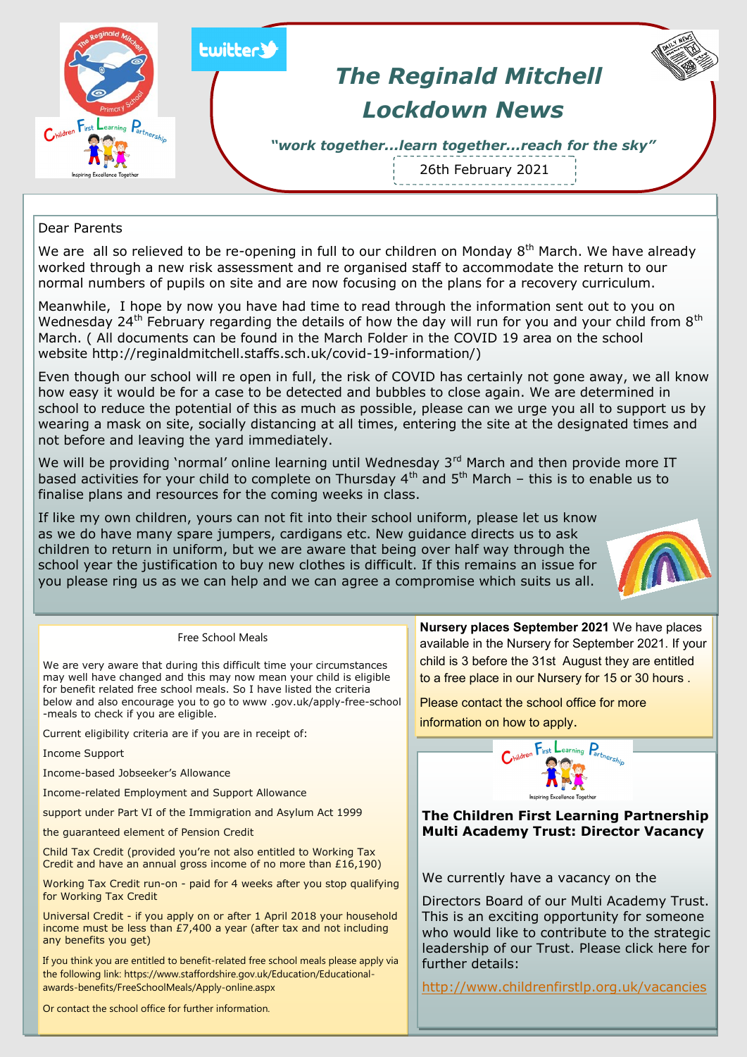# The Reginald Mitchell Lockdown News

*"work together...learn together...reach for the sky"*

26th February 2021

Dear Parents

We are all so relieved to be re-opening in full to our children on Monday 8th March. We have already worked through a new risk assessment and re organised staff to accommodate the return to our normal numbers of pupils on site and are now focusing on the plans for a recovery curriculum.

Meanwhile, I hope by now you have had time to read through the information sent out to you on Wednesday 24th February regarding the details of how the day will run for you and your child from 8th March. ( All documents can be found in the March Folder in the COVID 19 area on the school website http://reginaldmitchell.staffs.sch.uk/covid-19-information/)

Even though our school will re open in full, the risk of COVID has certainly not gone away, we all know how easy it would be for a case to be detected and bubbles to close again. We are determined in school to reduce the potential of this as much as possible, please can we urge you all to support us by wearing a mask on site, socially distancing at all times, entering the site at the designated times and not before and leaving the yard immediately.

We will be providing 'normal' online learning until Wednesday 3rd March and then provide more IT based activities for your child to complete on Thursday 4th and 5th March – this is to enable us to finalise plans and resources for the coming weeks in class.

If like my own children, yours can not fit into their school uniform, please let us know as we do have many spare jumpers, cardigans etc. New guidance directs us to ask children to return in uniform, but we are aware that being over half way through the school year the justification to buy new clothes is difficult. If this remains an issue for you please ring us as we can help and we can agree a compromise which suits us all.

## Free School Meals

We are very aware that during this difficult time your circumstances may well have changed and this may now mean your child is eligible for benefit related free school meals. So I have listed the criteria below and also encourage you to go to www .gov.uk/apply-free-school -meals to check if you are eligible.

Current eligibility criteria are if you are in receipt of:

Income Support

Income-based Jobseeker's Allowance

Income-related Employment and Support Allowance

support under Part VI of the Immigration and Asylum Act 1999

the guaranteed element of Pension Credit

Child Tax Credit (provided you're not also entitled to Working Tax Credit and have an annual gross income of no more than £16,190)

Working Tax Credit run-on - paid for 4 weeks after you stop qualifying for Working Tax Credit

Universal Credit - if you apply on or after 1 April 2018 your household income must be less than £7,400 a year (after tax and not including any benefits you get)

If you think you are entitled to benefit-related free school meals please apply via the following link: https://www.staffordshire.gov.uk/Education/Educational-awards-benefits/FreeSchoolMeals/Apply-online.aspx

Or contact the school office for further information.

**Nursery places September 2021** We have places available in the Nursery for September 2021. If your child is 3 before the 31st August they are entitled to a free place in our Nursery for 15 or 30 hours .

Please contact the school office for more information on how to apply.

## The Children First Learning Partnership Multi Academy Trust: Director Vacancy

We currently have a vacancy on the

Directors Board of our Multi Academy Trust. This is an exciting opportunity for someone who would like to contribute to the strategic leadership of our Trust. Please click here for further details:

http://www.childrenfirstlp.org.uk/vacancies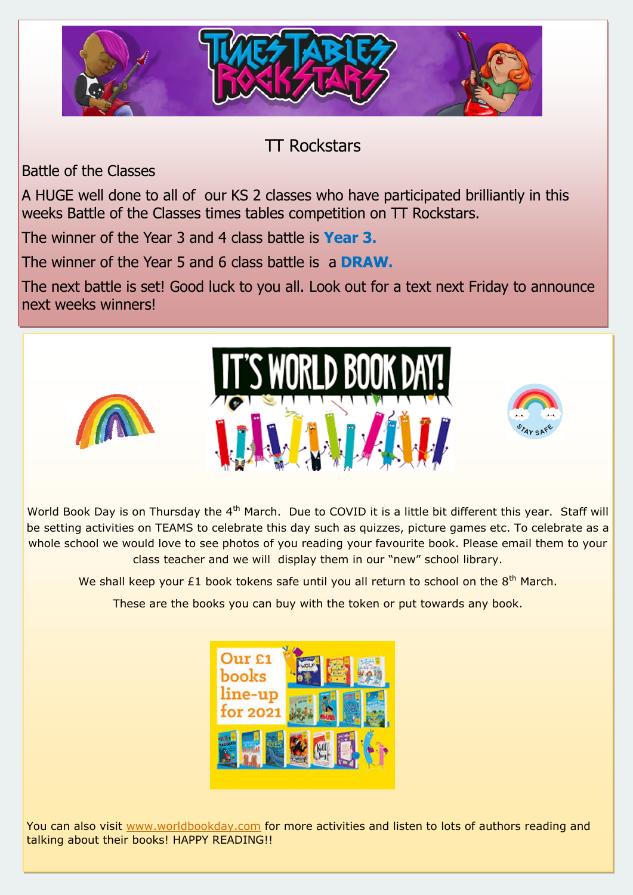## TT Rockstars

Battle of the Classes

A HUGE well done to all of our KS 2 classes who have participated brilliantly in this weeks Battle of the Classes times tables competition on TT Rockstars.

The winner of the Year 3 and 4 class battle is **Year 3.**

The winner of the Year 5 and 6 class battle is a **DRAW.**

The next battle is set! Good luck to you all. Look out for a text next Friday to announce next weeks winners!

World Book Day is on Thursday the 4th March. Due to COVID it is a little bit different this year. Staff will be setting activities on TEAMS to celebrate this day such as quizzes, picture games etc. To celebrate as a whole school we would love to see photos of you reading your favourite book. Please email them to your class teacher and we will display them in our "new" school library.

We shall keep your £1 book tokens safe until you all return to school on the 8th March.

These are the books you can buy with the token or put towards any book.

You can also visit www.worldbookday.com for more activities and listen to lots of authors reading and talking about their books! HAPPY READING!!